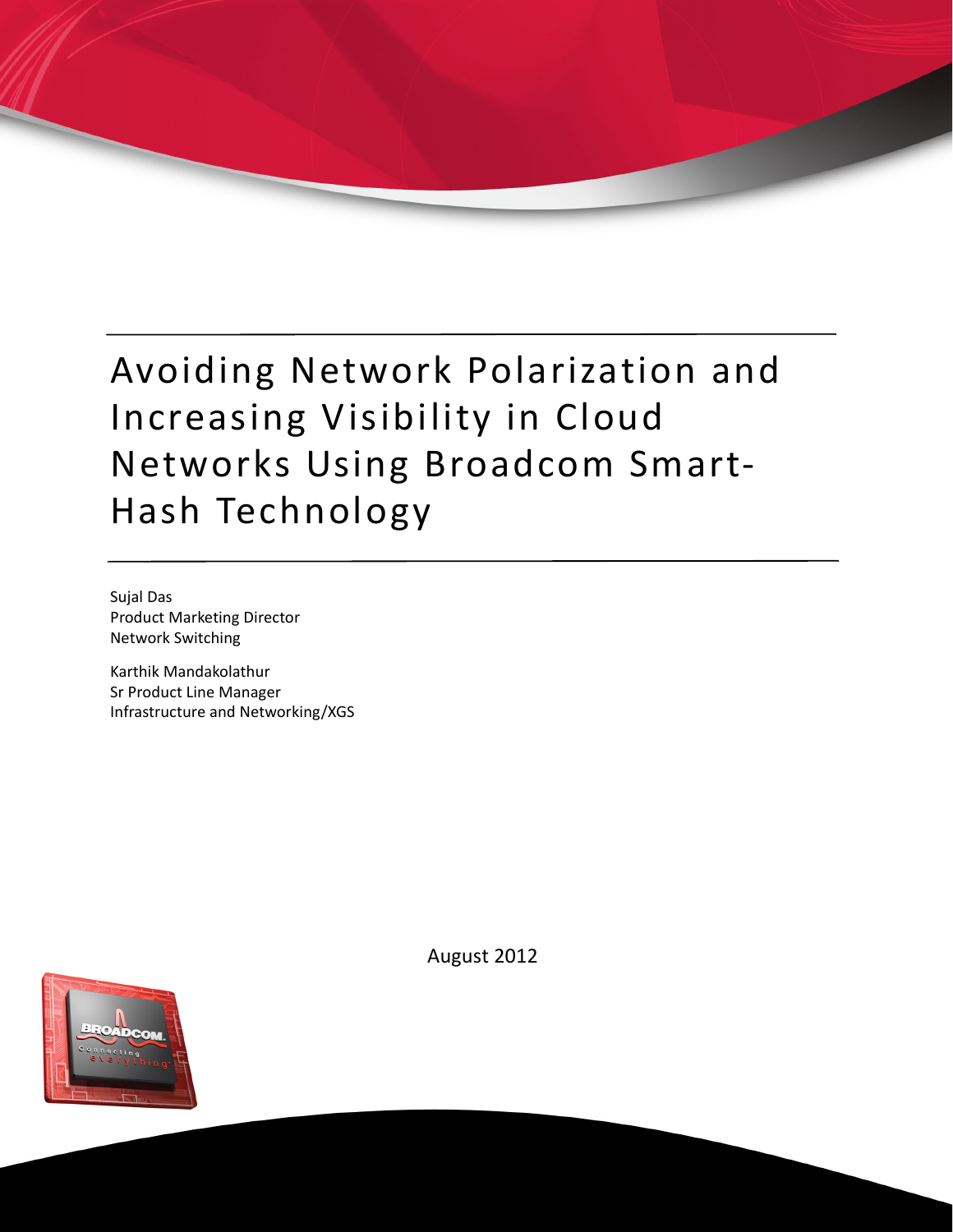# Avoiding Network Polarization and Increasing Visibility in Cloud Networks Using Broadcom Smart-Hash Technology

Sujal Das
Product Marketing Director
Network Switching

Karthik Mandakolathur
Sr Product Line Manager
Infrastructure and Networking/XGS

August 2012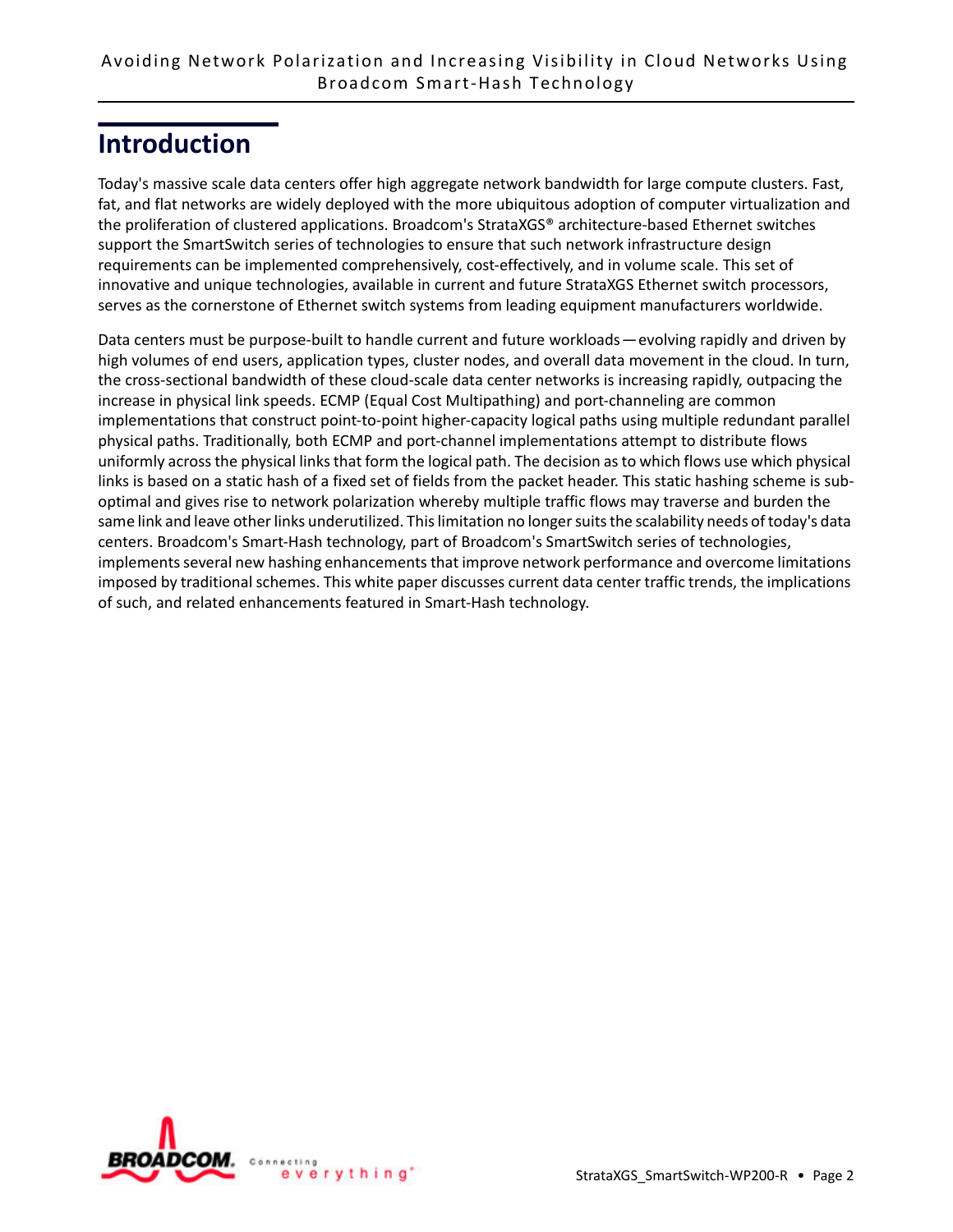# Introduction

Today's massive scale data centers offer high aggregate network bandwidth for large compute clusters. Fast, fat, and flat networks are widely deployed with the more ubiquitous adoption of computer virtualization and the proliferation of clustered applications. Broadcom's StrataXGS® architecture-based Ethernet switches support the SmartSwitch series of technologies to ensure that such network infrastructure design requirements can be implemented comprehensively, cost-effectively, and in volume scale. This set of innovative and unique technologies, available in current and future StrataXGS Ethernet switch processors, serves as the cornerstone of Ethernet switch systems from leading equipment manufacturers worldwide.

Data centers must be purpose-built to handle current and future workloads — evolving rapidly and driven by high volumes of end users, application types, cluster nodes, and overall data movement in the cloud. In turn, the cross-sectional bandwidth of these cloud-scale data center networks is increasing rapidly, outpacing the increase in physical link speeds. ECMP (Equal Cost Multipathing) and port-channeling are common implementations that construct point-to-point higher-capacity logical paths using multiple redundant parallel physical paths. Traditionally, both ECMP and port-channel implementations attempt to distribute flows uniformly across the physical links that form the logical path. The decision as to which flows use which physical links is based on a static hash of a fixed set of fields from the packet header. This static hashing scheme is sub-optimal and gives rise to network polarization whereby multiple traffic flows may traverse and burden the same link and leave other links underutilized. This limitation no longer suits the scalability needs of today's data centers. Broadcom's Smart-Hash technology, part of Broadcom's SmartSwitch series of technologies, implements several new hashing enhancements that improve network performance and overcome limitations imposed by traditional schemes. This white paper discusses current data center traffic trends, the implications of such, and related enhancements featured in Smart-Hash technology.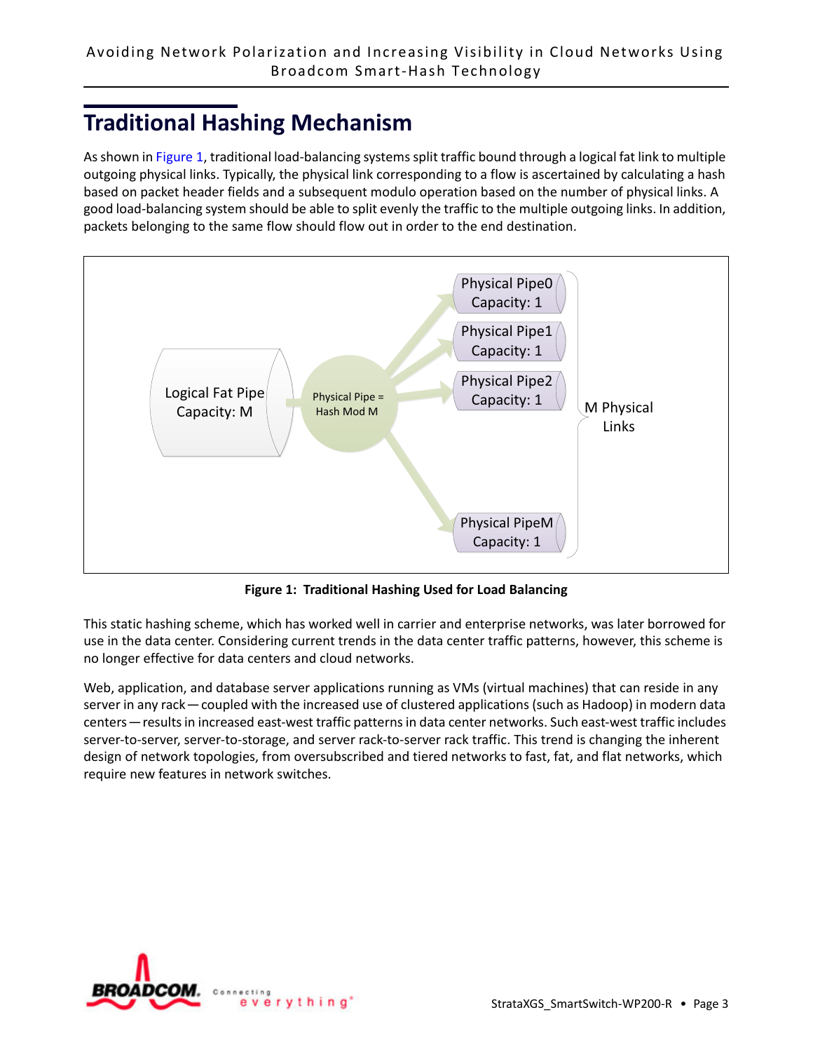## Traditional Hashing Mechanism

As shown in Figure 1, traditional load-balancing systems split traffic bound through a logical fat link to multiple outgoing physical links. Typically, the physical link corresponding to a flow is ascertained by calculating a hash based on packet header fields and a subsequent modulo operation based on the number of physical links. A good load-balancing system should be able to split evenly the traffic to the multiple outgoing links. In addition, packets belonging to the same flow should flow out in order to the end destination.

**Figure 1: Traditional Hashing Used for Load Balancing**

This static hashing scheme, which has worked well in carrier and enterprise networks, was later borrowed for use in the data center. Considering current trends in the data center traffic patterns, however, this scheme is no longer effective for data centers and cloud networks.

Web, application, and database server applications running as VMs (virtual machines) that can reside in any server in any rack — coupled with the increased use of clustered applications (such as Hadoop) in modern data centers — results in increased east-west traffic patterns in data center networks. Such east-west traffic includes server-to-server, server-to-storage, and server rack-to-server rack traffic. This trend is changing the inherent design of network topologies, from oversubscribed and tiered networks to fast, fat, and flat networks, which require new features in network switches.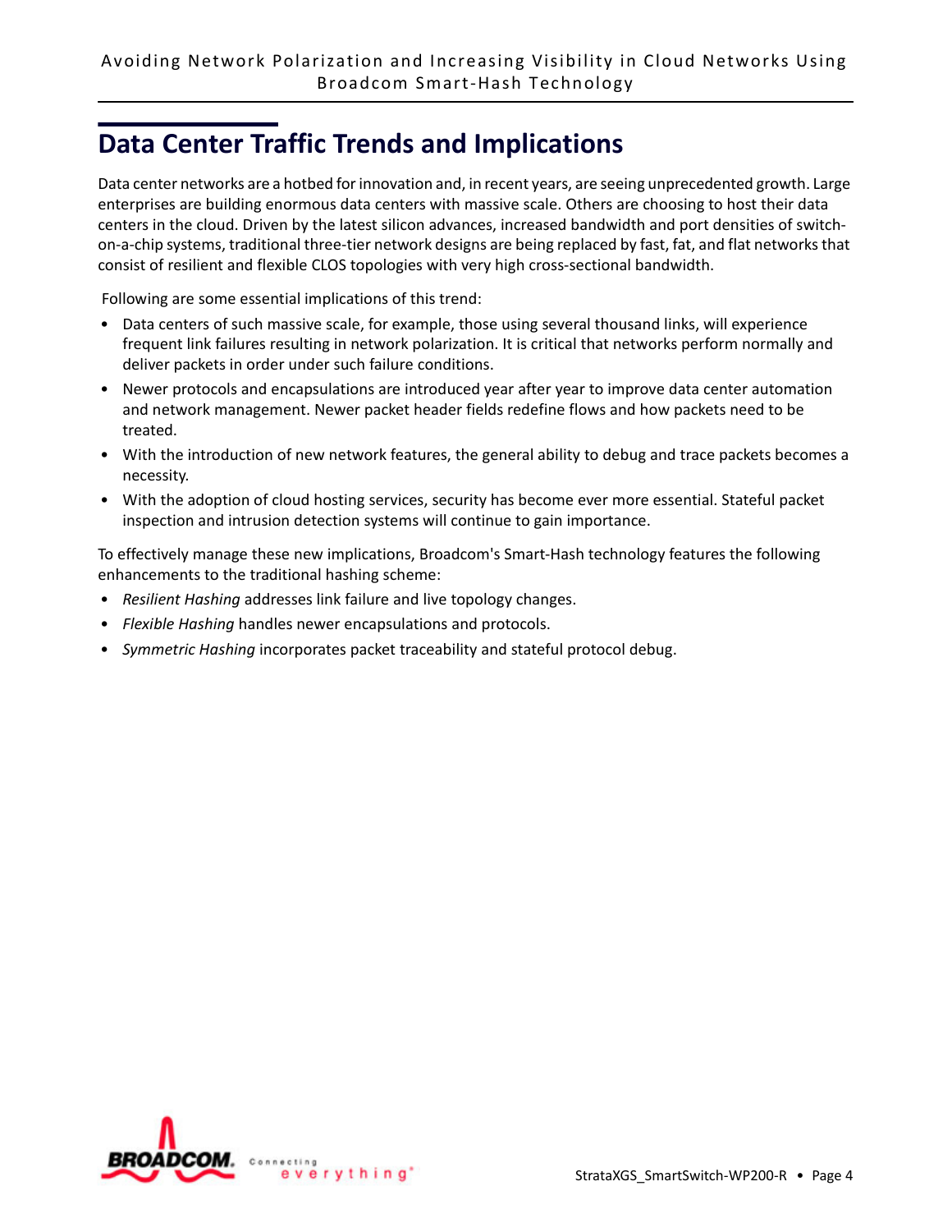## Data Center Traffic Trends and Implications

Data center networks are a hotbed for innovation and, in recent years, are seeing unprecedented growth. Large enterprises are building enormous data centers with massive scale. Others are choosing to host their data centers in the cloud. Driven by the latest silicon advances, increased bandwidth and port densities of switch-on-a-chip systems, traditional three-tier network designs are being replaced by fast, fat, and flat networks that consist of resilient and flexible CLOS topologies with very high cross-sectional bandwidth.

Following are some essential implications of this trend:

- Data centers of such massive scale, for example, those using several thousand links, will experience frequent link failures resulting in network polarization. It is critical that networks perform normally and deliver packets in order under such failure conditions.
- Newer protocols and encapsulations are introduced year after year to improve data center automation and network management. Newer packet header fields redefine flows and how packets need to be treated.
- With the introduction of new network features, the general ability to debug and trace packets becomes a necessity.
- With the adoption of cloud hosting services, security has become ever more essential. Stateful packet inspection and intrusion detection systems will continue to gain importance.

To effectively manage these new implications, Broadcom's Smart-Hash technology features the following enhancements to the traditional hashing scheme:

- *Resilient Hashing* addresses link failure and live topology changes.
- *Flexible Hashing* handles newer encapsulations and protocols.
- *Symmetric Hashing* incorporates packet traceability and stateful protocol debug.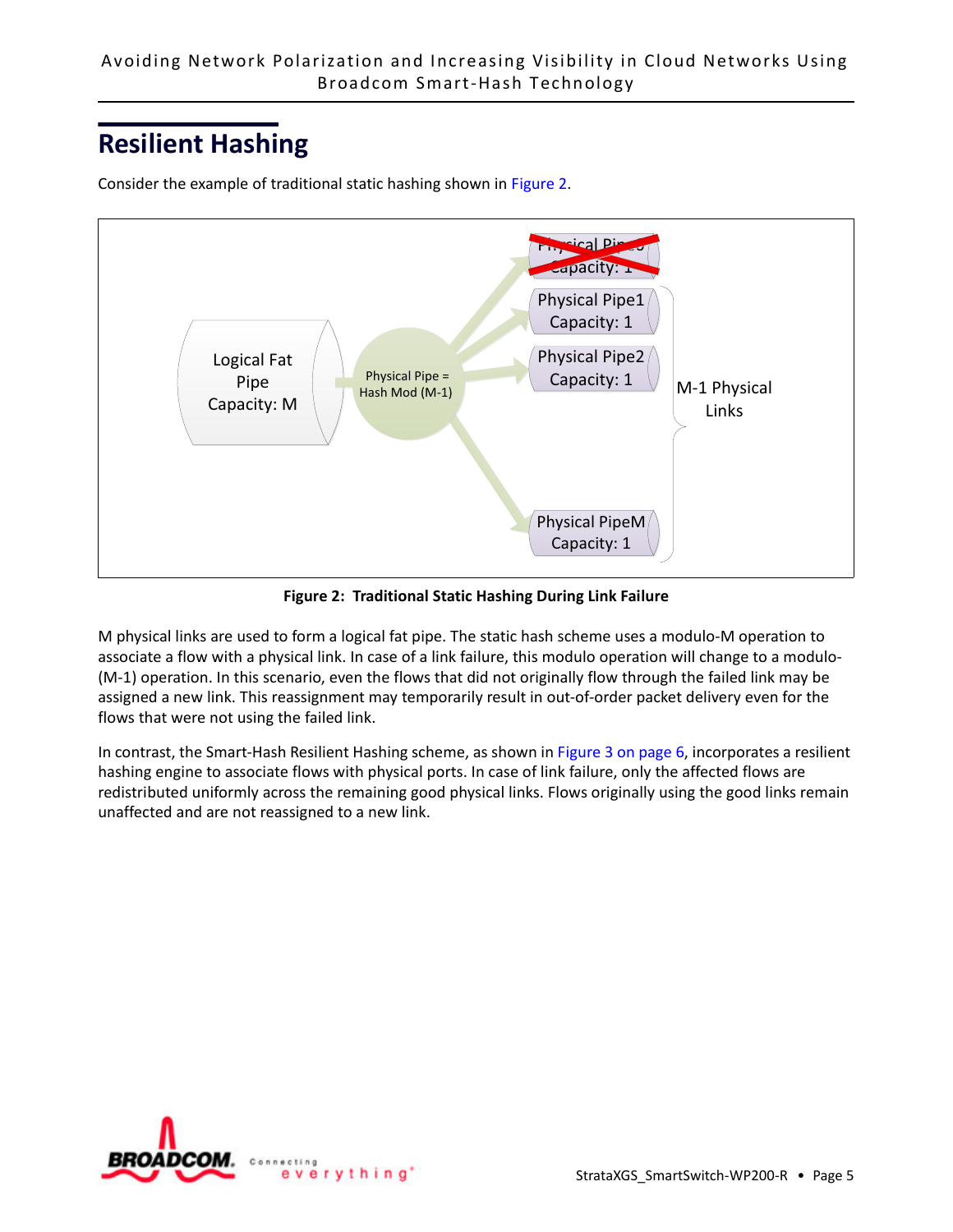## Resilient Hashing

Consider the example of traditional static hashing shown in Figure 2.

**Figure 2: Traditional Static Hashing During Link Failure**

M physical links are used to form a logical fat pipe. The static hash scheme uses a modulo-M operation to associate a flow with a physical link. In case of a link failure, this modulo operation will change to a modulo-(M-1) operation. In this scenario, even the flows that did not originally flow through the failed link may be assigned a new link. This reassignment may temporarily result in out-of-order packet delivery even for the flows that were not using the failed link.

In contrast, the Smart-Hash Resilient Hashing scheme, as shown in Figure 3 on page 6, incorporates a resilient hashing engine to associate flows with physical ports. In case of link failure, only the affected flows are redistributed uniformly across the remaining good physical links. Flows originally using the good links remain unaffected and are not reassigned to a new link.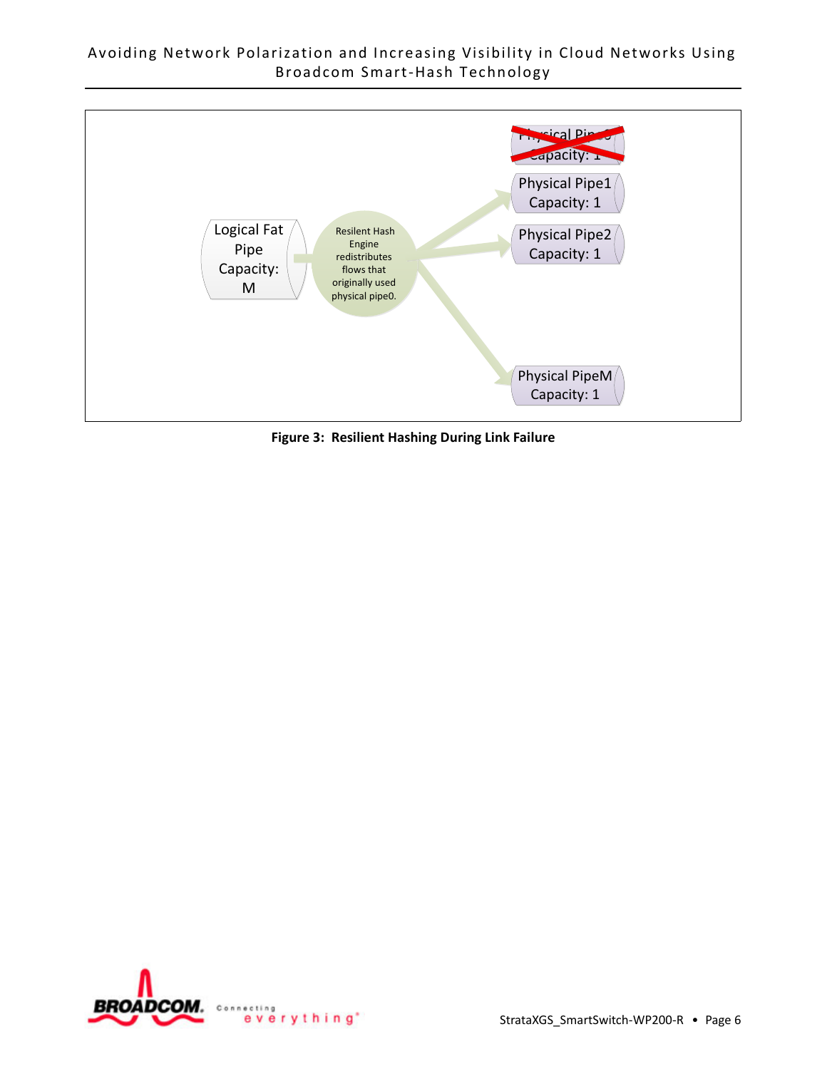Logical Fat Pipe Capacity: M

Resilent Hash Engine redistributes flows that originally used physical pipe0.

~~Physical Pipe0 Capacity: 1~~

Physical Pipe1 Capacity: 1

Physical Pipe2 Capacity: 1

Physical PipeM Capacity: 1

**Figure 3: Resilient Hashing During Link Failure**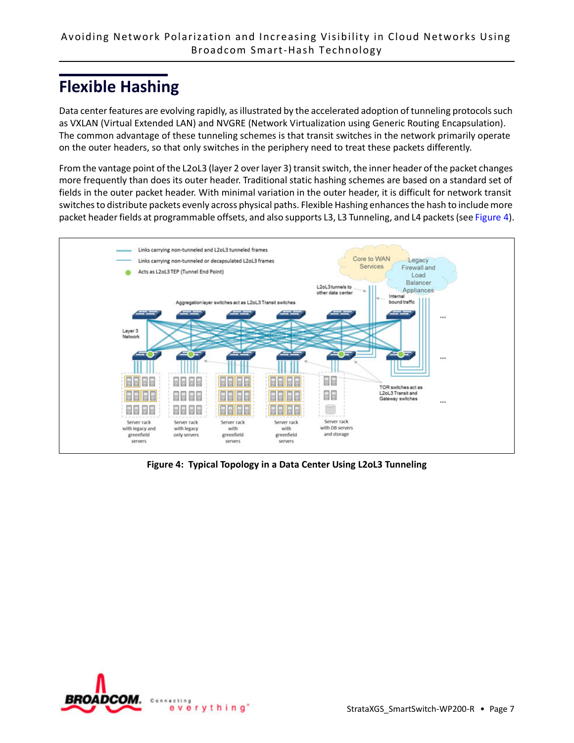## Flexible Hashing

Data center features are evolving rapidly, as illustrated by the accelerated adoption of tunneling protocols such as VXLAN (Virtual Extended LAN) and NVGRE (Network Virtualization using Generic Routing Encapsulation). The common advantage of these tunneling schemes is that transit switches in the network primarily operate on the outer headers, so that only switches in the periphery need to treat these packets differently.

From the vantage point of the L2oL3 (layer 2 over layer 3) transit switch, the inner header of the packet changes more frequently than does its outer header. Traditional static hashing schemes are based on a standard set of fields in the outer packet header. With minimal variation in the outer header, it is difficult for network transit switches to distribute packets evenly across physical paths. Flexible Hashing enhances the hash to include more packet header fields at programmable offsets, and also supports L3, L3 Tunneling, and L4 packets (see Figure 4).

**Figure 4: Typical Topology in a Data Center Using L2oL3 Tunneling**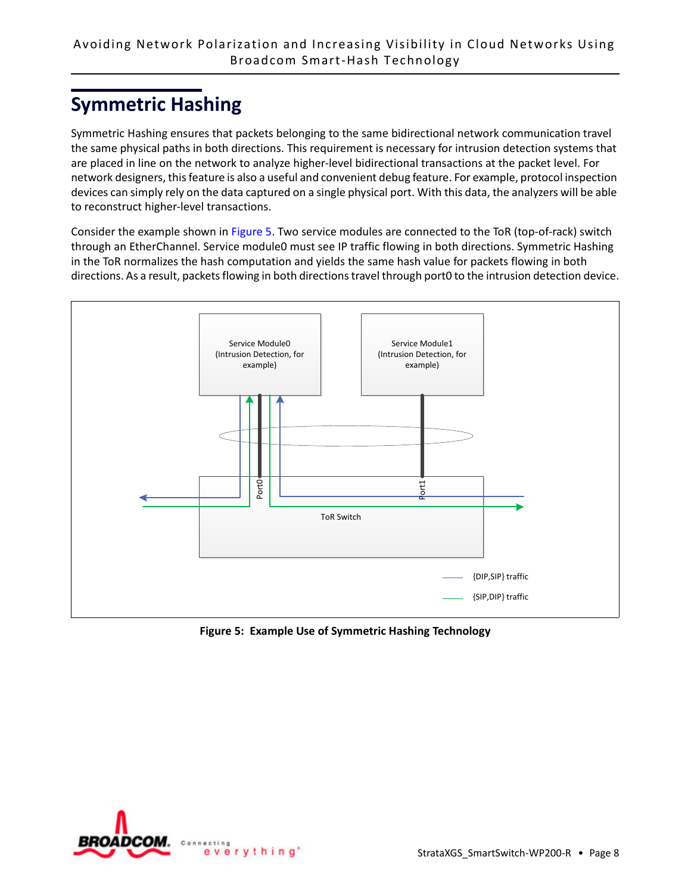## Symmetric Hashing

Symmetric Hashing ensures that packets belonging to the same bidirectional network communication travel the same physical paths in both directions. This requirement is necessary for intrusion detection systems that are placed in line on the network to analyze higher-level bidirectional transactions at the packet level. For network designers, this feature is also a useful and convenient debug feature. For example, protocol inspection devices can simply rely on the data captured on a single physical port. With this data, the analyzers will be able to reconstruct higher-level transactions.

Consider the example shown in Figure 5. Two service modules are connected to the ToR (top-of-rack) switch through an EtherChannel. Service module0 must see IP traffic flowing in both directions. Symmetric Hashing in the ToR normalizes the hash computation and yields the same hash value for packets flowing in both directions. As a result, packets flowing in both directions travel through port0 to the intrusion detection device.

Service Module0 (Intrusion Detection, for example)

Service Module1 (Intrusion Detection, for example)

Port0

Port1

ToR Switch

{DIP,SIP} traffic

{SIP,DIP} traffic

**Figure 5: Example Use of Symmetric Hashing Technology**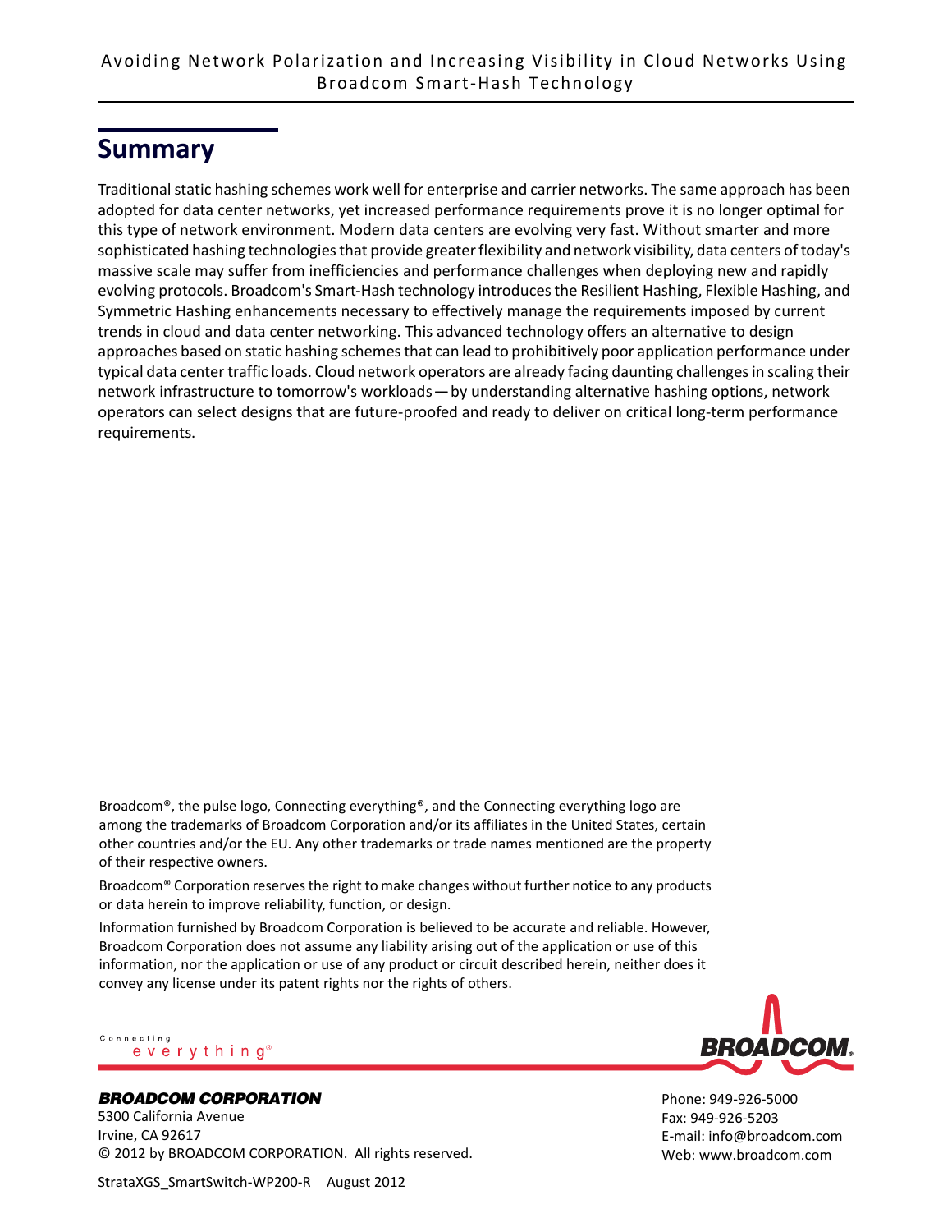## Summary

Traditional static hashing schemes work well for enterprise and carrier networks. The same approach has been adopted for data center networks, yet increased performance requirements prove it is no longer optimal for this type of network environment. Modern data centers are evolving very fast. Without smarter and more sophisticated hashing technologies that provide greater flexibility and network visibility, data centers of today's massive scale may suffer from inefficiencies and performance challenges when deploying new and rapidly evolving protocols. Broadcom's Smart-Hash technology introduces the Resilient Hashing, Flexible Hashing, and Symmetric Hashing enhancements necessary to effectively manage the requirements imposed by current trends in cloud and data center networking. This advanced technology offers an alternative to design approaches based on static hashing schemes that can lead to prohibitively poor application performance under typical data center traffic loads. Cloud network operators are already facing daunting challenges in scaling their network infrastructure to tomorrow's workloads — by understanding alternative hashing options, network operators can select designs that are future-proofed and ready to deliver on critical long-term performance requirements.

Broadcom®, the pulse logo, Connecting everything®, and the Connecting everything logo are among the trademarks of Broadcom Corporation and/or its affiliates in the United States, certain other countries and/or the EU. Any other trademarks or trade names mentioned are the property of their respective owners.

Broadcom® Corporation reserves the right to make changes without further notice to any products or data herein to improve reliability, function, or design.

Information furnished by Broadcom Corporation is believed to be accurate and reliable. However, Broadcom Corporation does not assume any liability arising out of the application or use of this information, nor the application or use of any product or circuit described herein, neither does it convey any license under its patent rights nor the rights of others.

Connecting everything®

BROADCOM.

**BROADCOM CORPORATION**
5300 California Avenue
Irvine, CA 92617
© 2012 by BROADCOM CORPORATION. All rights reserved.

Phone: 949-926-5000
Fax: 949-926-5203
E-mail: info@broadcom.com
Web: www.broadcom.com

StrataXGS_SmartSwitch-WP200-R August 2012